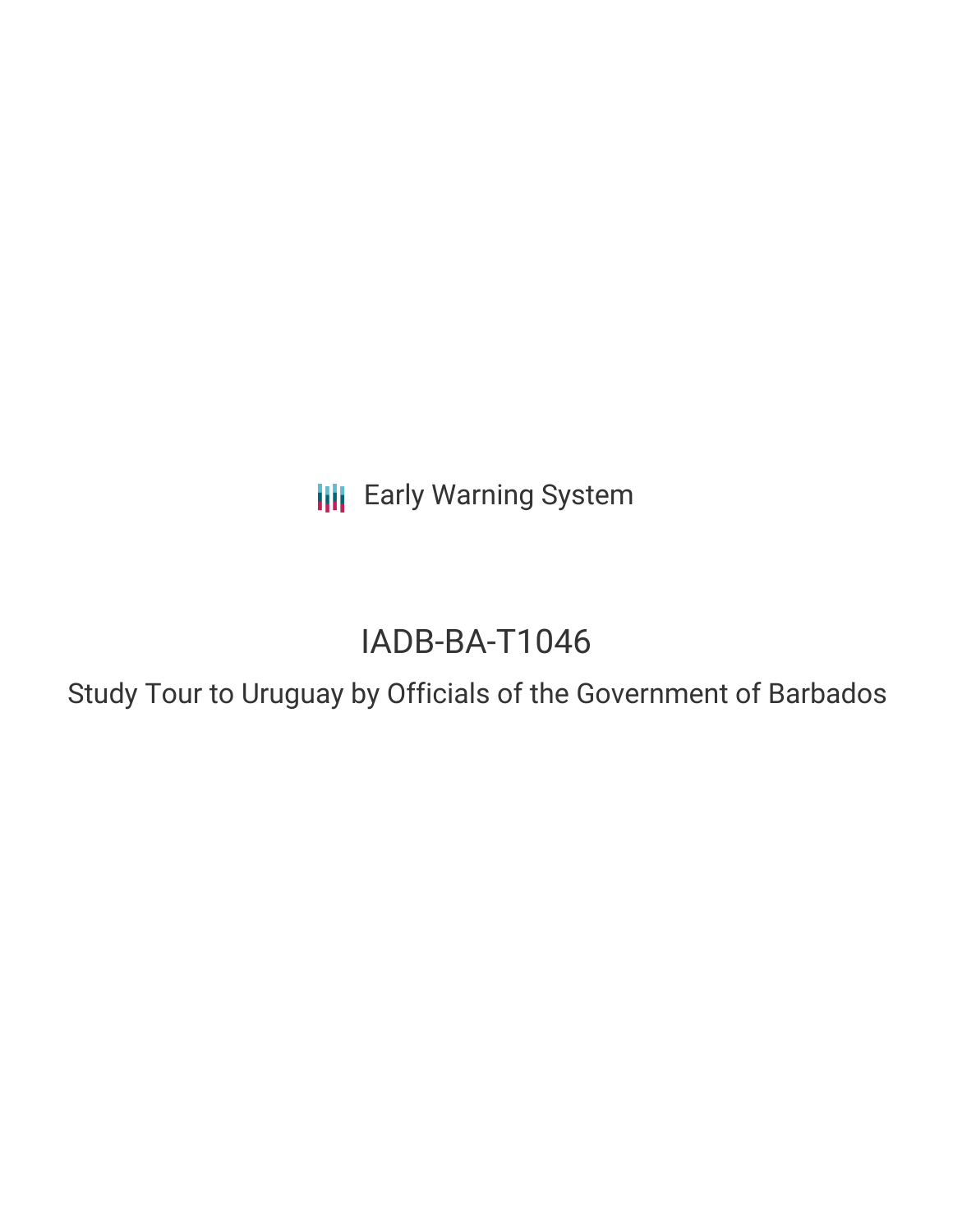Early Warning System

# IADB-BA-T1046

## Study Tour to Uruguay by Officials of the Government of Barbados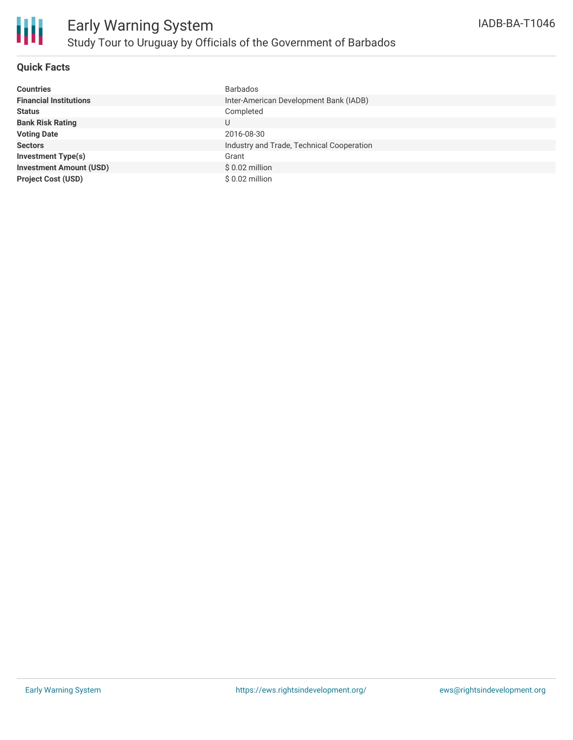# Early Warning System

## Study Tour to Uruguay by Officials of the Government of Barbados

IADB-BA-T1046

### Quick Facts

| | |
|---|---|
| **Countries** | Barbados |
| **Financial Institutions** | Inter-American Development Bank (IADB) |
| **Status** | Completed |
| **Bank Risk Rating** | U |
| **Voting Date** | 2016-08-30 |
| **Sectors** | Industry and Trade, Technical Cooperation |
| **Investment Type(s)** | Grant |
| **Investment Amount (USD)** | $ 0.02 million |
| **Project Cost (USD)** | $ 0.02 million |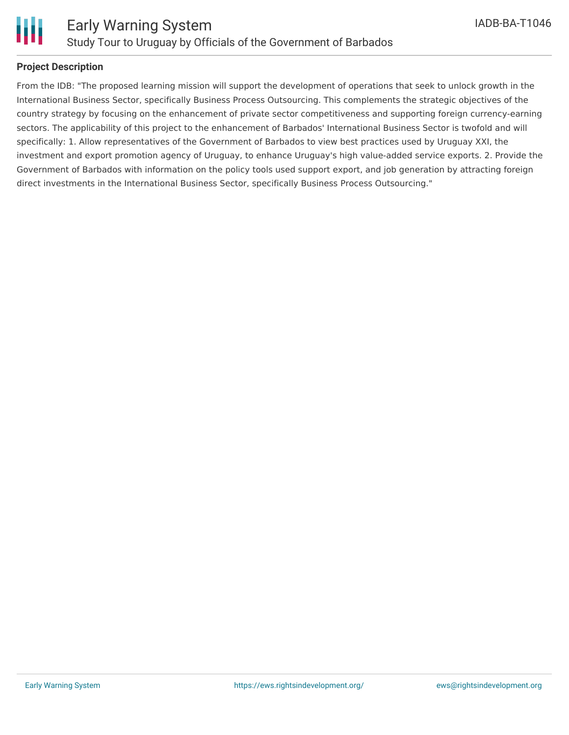## Project Description

From the IDB: "The proposed learning mission will support the development of operations that seek to unlock growth in the International Business Sector, specifically Business Process Outsourcing. This complements the strategic objectives of the country strategy by focusing on the enhancement of private sector competitiveness and supporting foreign currency-earning sectors. The applicability of this project to the enhancement of Barbados' International Business Sector is twofold and will specifically: 1. Allow representatives of the Government of Barbados to view best practices used by Uruguay XXI, the investment and export promotion agency of Uruguay, to enhance Uruguay's high value-added service exports. 2. Provide the Government of Barbados with information on the policy tools used support export, and job generation by attracting foreign direct investments in the International Business Sector, specifically Business Process Outsourcing."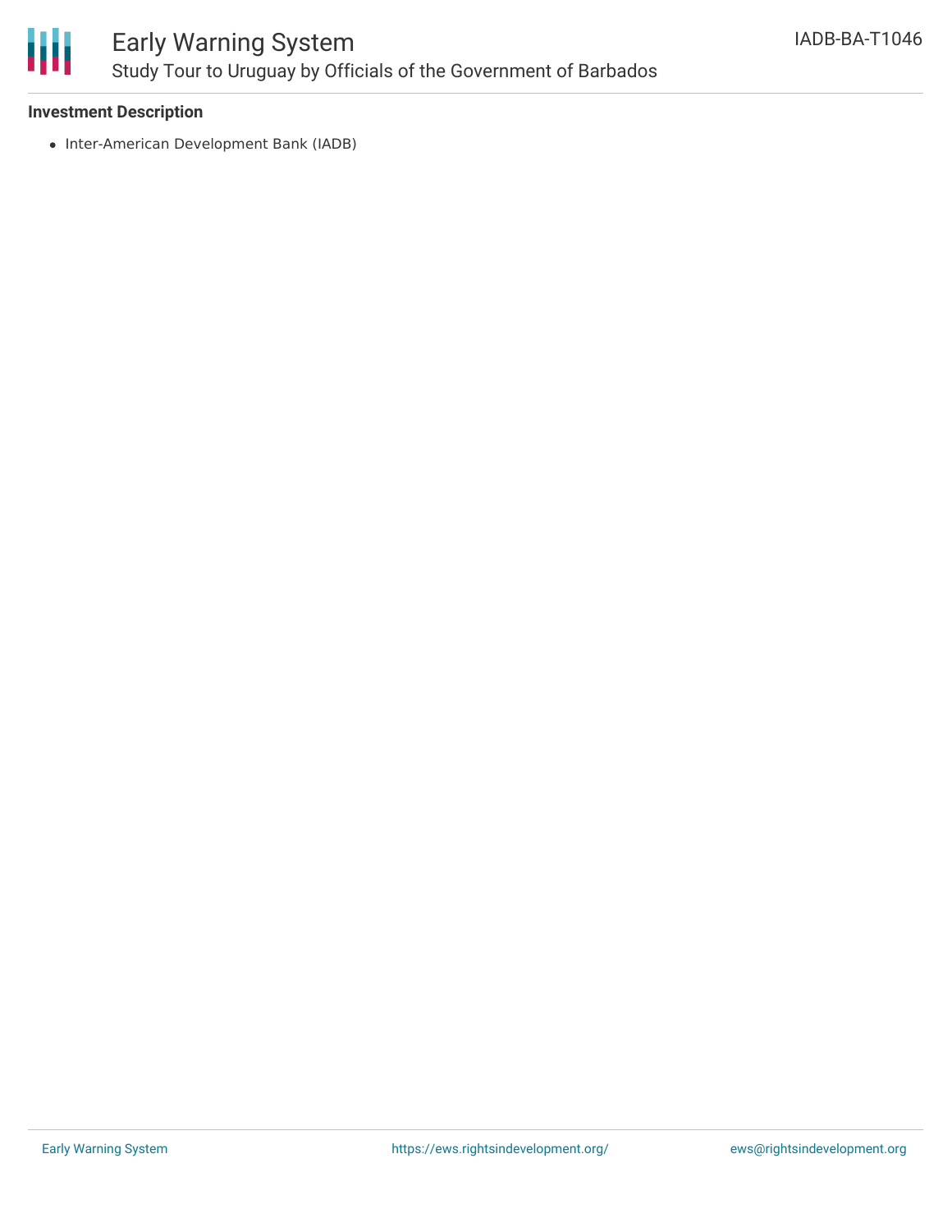**Investment Description**

- Inter-American Development Bank (IADB)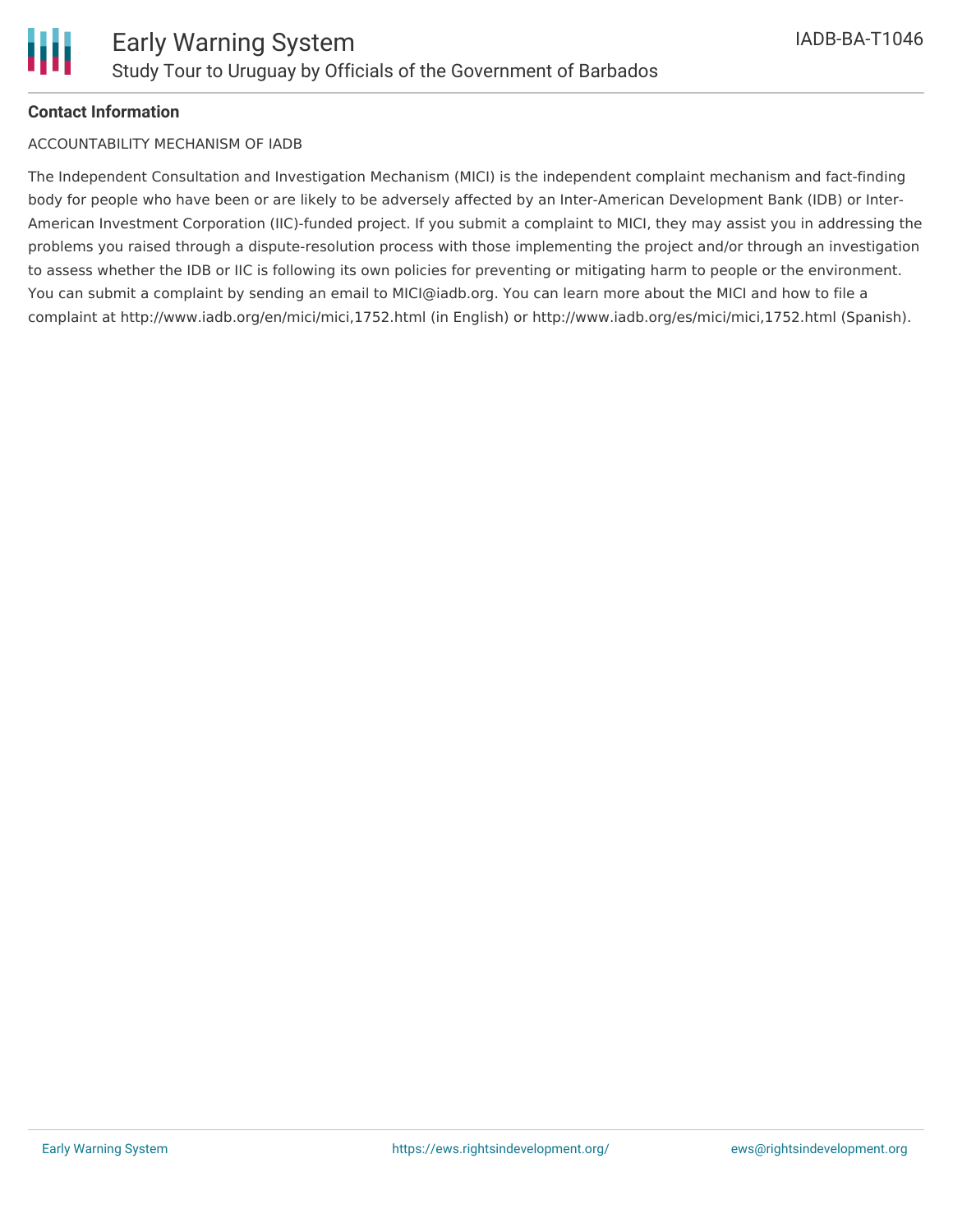**Contact Information**

ACCOUNTABILITY MECHANISM OF IADB

The Independent Consultation and Investigation Mechanism (MICI) is the independent complaint mechanism and fact-finding body for people who have been or are likely to be adversely affected by an Inter-American Development Bank (IDB) or Inter-American Investment Corporation (IIC)-funded project. If you submit a complaint to MICI, they may assist you in addressing the problems you raised through a dispute-resolution process with those implementing the project and/or through an investigation to assess whether the IDB or IIC is following its own policies for preventing or mitigating harm to people or the environment. You can submit a complaint by sending an email to MICI@iadb.org. You can learn more about the MICI and how to file a complaint at http://www.iadb.org/en/mici/mici,1752.html (in English) or http://www.iadb.org/es/mici/mici,1752.html (Spanish).